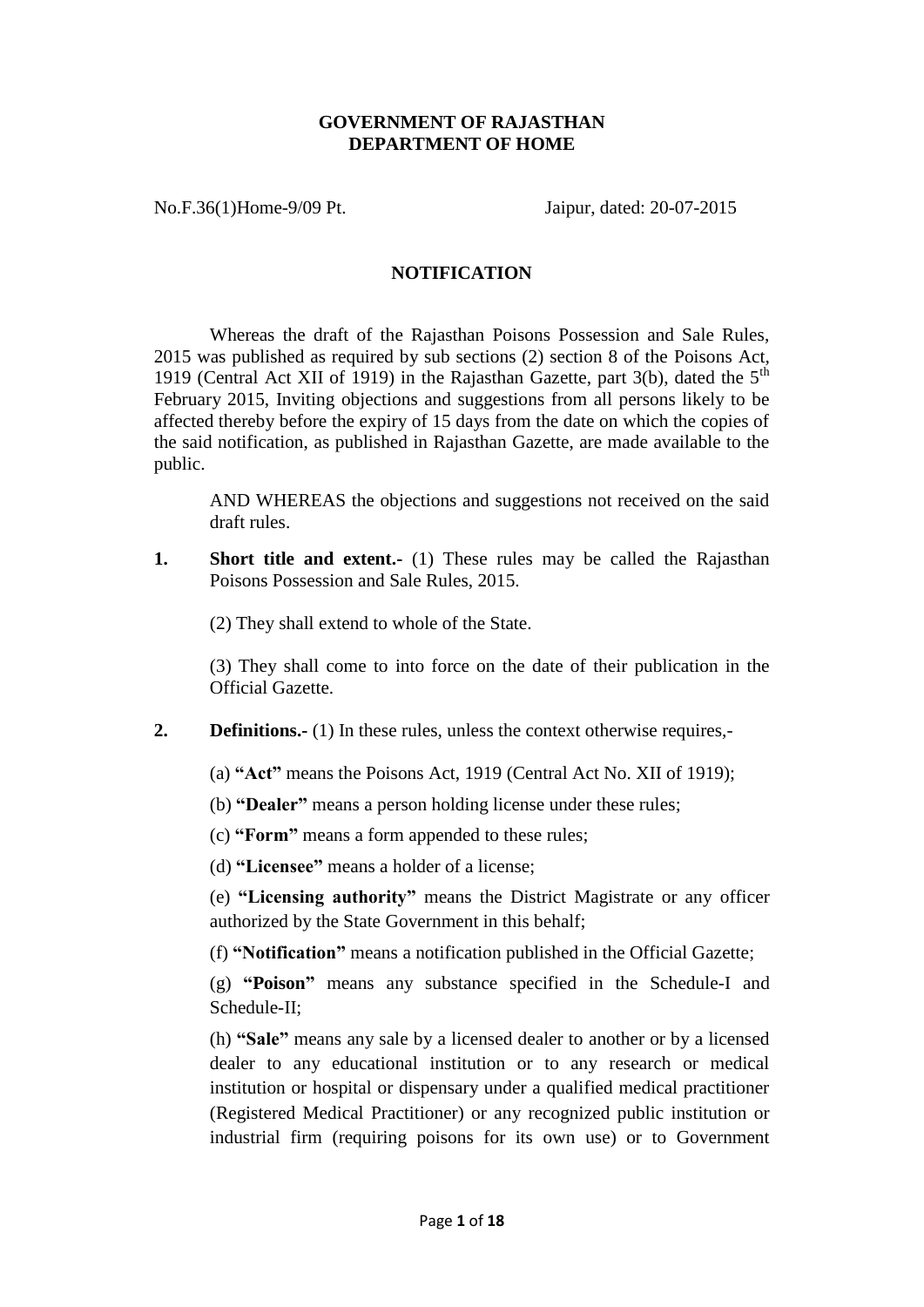**GOVERNMENT OF RAJASTHAN**
**DEPARTMENT OF HOME**

No.F.36(1)Home-9/09 Pt. Jaipur, dated: 20-07-2015

## NOTIFICATION

Whereas the draft of the Rajasthan Poisons Possession and Sale Rules, 2015 was published as required by sub sections (2) section 8 of the Poisons Act, 1919 (Central Act XII of 1919) in the Rajasthan Gazette, part 3(b), dated the 5th February 2015, Inviting objections and suggestions from all persons likely to be affected thereby before the expiry of 15 days from the date on which the copies of the said notification, as published in Rajasthan Gazette, are made available to the public.

AND WHEREAS the objections and suggestions not received on the said draft rules.

**1. Short title and extent.-** (1) These rules may be called the Rajasthan Poisons Possession and Sale Rules, 2015.

(2) They shall extend to whole of the State.

(3) They shall come to into force on the date of their publication in the Official Gazette.

**2. Definitions.-** (1) In these rules, unless the context otherwise requires,-

(a) **"Act"** means the Poisons Act, 1919 (Central Act No. XII of 1919);

(b) **"Dealer"** means a person holding license under these rules;

(c) **"Form"** means a form appended to these rules;

(d) **"Licensee"** means a holder of a license;

(e) **"Licensing authority"** means the District Magistrate or any officer authorized by the State Government in this behalf;

(f) **"Notification"** means a notification published in the Official Gazette;

(g) **"Poison"** means any substance specified in the Schedule-I and Schedule-II;

(h) **"Sale"** means any sale by a licensed dealer to another or by a licensed dealer to any educational institution or to any research or medical institution or hospital or dispensary under a qualified medical practitioner (Registered Medical Practitioner) or any recognized public institution or industrial firm (requiring poisons for its own use) or to Government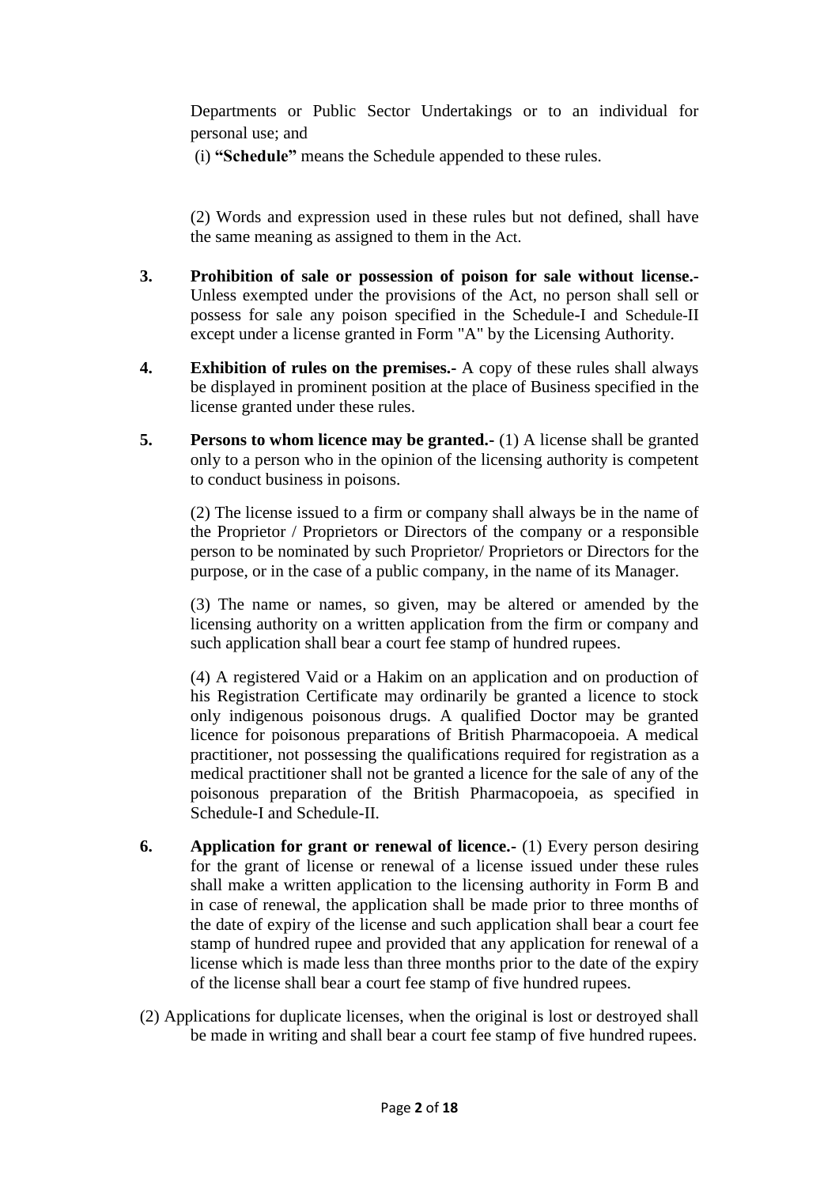Departments or Public Sector Undertakings or to an individual for personal use; and

(i) **"Schedule"** means the Schedule appended to these rules.

(2) Words and expression used in these rules but not defined, shall have the same meaning as assigned to them in the Act.

**3. Prohibition of sale or possession of poison for sale without license.-** Unless exempted under the provisions of the Act, no person shall sell or possess for sale any poison specified in the Schedule-I and Schedule-II except under a license granted in Form "A" by the Licensing Authority.

**4. Exhibition of rules on the premises.-** A copy of these rules shall always be displayed in prominent position at the place of Business specified in the license granted under these rules.

**5. Persons to whom licence may be granted.-** (1) A license shall be granted only to a person who in the opinion of the licensing authority is competent to conduct business in poisons.

(2) The license issued to a firm or company shall always be in the name of the Proprietor / Proprietors or Directors of the company or a responsible person to be nominated by such Proprietor/ Proprietors or Directors for the purpose, or in the case of a public company, in the name of its Manager.

(3) The name or names, so given, may be altered or amended by the licensing authority on a written application from the firm or company and such application shall bear a court fee stamp of hundred rupees.

(4) A registered Vaid or a Hakim on an application and on production of his Registration Certificate may ordinarily be granted a licence to stock only indigenous poisonous drugs. A qualified Doctor may be granted licence for poisonous preparations of British Pharmacopoeia. A medical practitioner, not possessing the qualifications required for registration as a medical practitioner shall not be granted a licence for the sale of any of the poisonous preparation of the British Pharmacopoeia, as specified in Schedule-I and Schedule-II.

**6. Application for grant or renewal of licence.-** (1) Every person desiring for the grant of license or renewal of a license issued under these rules shall make a written application to the licensing authority in Form B and in case of renewal, the application shall be made prior to three months of the date of expiry of the license and such application shall bear a court fee stamp of hundred rupee and provided that any application for renewal of a license which is made less than three months prior to the date of the expiry of the license shall bear a court fee stamp of five hundred rupees.

(2) Applications for duplicate licenses, when the original is lost or destroyed shall be made in writing and shall bear a court fee stamp of five hundred rupees.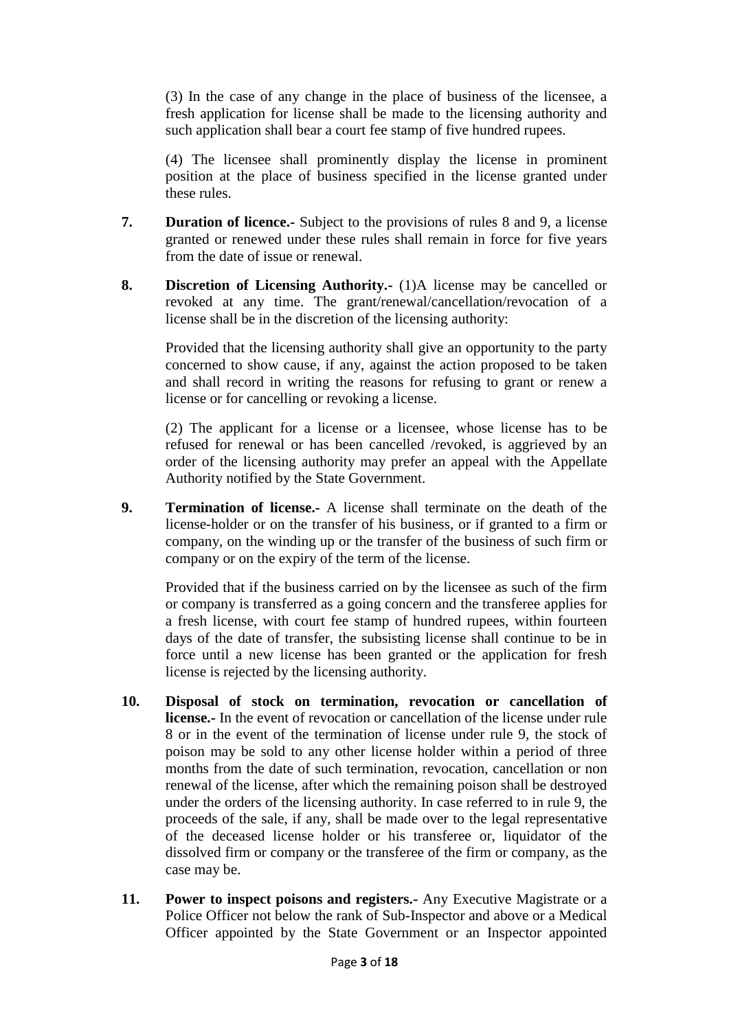(3) In the case of any change in the place of business of the licensee, a fresh application for license shall be made to the licensing authority and such application shall bear a court fee stamp of five hundred rupees.

(4) The licensee shall prominently display the license in prominent position at the place of business specified in the license granted under these rules.

**7. Duration of licence.-** Subject to the provisions of rules 8 and 9, a license granted or renewed under these rules shall remain in force for five years from the date of issue or renewal.

**8. Discretion of Licensing Authority.-** (1)A license may be cancelled or revoked at any time. The grant/renewal/cancellation/revocation of a license shall be in the discretion of the licensing authority:

Provided that the licensing authority shall give an opportunity to the party concerned to show cause, if any, against the action proposed to be taken and shall record in writing the reasons for refusing to grant or renew a license or for cancelling or revoking a license.

(2) The applicant for a license or a licensee, whose license has to be refused for renewal or has been cancelled /revoked, is aggrieved by an order of the licensing authority may prefer an appeal with the Appellate Authority notified by the State Government.

**9. Termination of license.-** A license shall terminate on the death of the license-holder or on the transfer of his business, or if granted to a firm or company, on the winding up or the transfer of the business of such firm or company or on the expiry of the term of the license.

Provided that if the business carried on by the licensee as such of the firm or company is transferred as a going concern and the transferee applies for a fresh license, with court fee stamp of hundred rupees, within fourteen days of the date of transfer, the subsisting license shall continue to be in force until a new license has been granted or the application for fresh license is rejected by the licensing authority.

**10. Disposal of stock on termination, revocation or cancellation of license.-** In the event of revocation or cancellation of the license under rule 8 or in the event of the termination of license under rule 9, the stock of poison may be sold to any other license holder within a period of three months from the date of such termination, revocation, cancellation or non renewal of the license, after which the remaining poison shall be destroyed under the orders of the licensing authority. In case referred to in rule 9, the proceeds of the sale, if any, shall be made over to the legal representative of the deceased license holder or his transferee or, liquidator of the dissolved firm or company or the transferee of the firm or company, as the case may be.

**11. Power to inspect poisons and registers.-** Any Executive Magistrate or a Police Officer not below the rank of Sub-Inspector and above or a Medical Officer appointed by the State Government or an Inspector appointed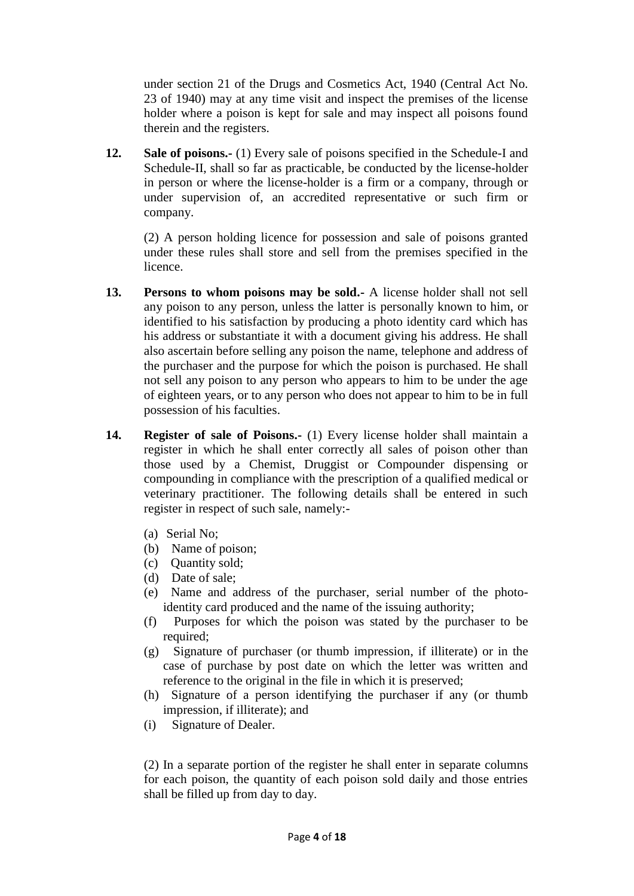under section 21 of the Drugs and Cosmetics Act, 1940 (Central Act No. 23 of 1940) may at any time visit and inspect the premises of the license holder where a poison is kept for sale and may inspect all poisons found therein and the registers.

**12. Sale of poisons.-** (1) Every sale of poisons specified in the Schedule-I and Schedule-II, shall so far as practicable, be conducted by the license-holder in person or where the license-holder is a firm or a company, through or under supervision of, an accredited representative or such firm or company.

(2) A person holding licence for possession and sale of poisons granted under these rules shall store and sell from the premises specified in the licence.

**13. Persons to whom poisons may be sold.-** A license holder shall not sell any poison to any person, unless the latter is personally known to him, or identified to his satisfaction by producing a photo identity card which has his address or substantiate it with a document giving his address. He shall also ascertain before selling any poison the name, telephone and address of the purchaser and the purpose for which the poison is purchased. He shall not sell any poison to any person who appears to him to be under the age of eighteen years, or to any person who does not appear to him to be in full possession of his faculties.

**14. Register of sale of Poisons.-** (1) Every license holder shall maintain a register in which he shall enter correctly all sales of poison other than those used by a Chemist, Druggist or Compounder dispensing or compounding in compliance with the prescription of a qualified medical or veterinary practitioner. The following details shall be entered in such register in respect of such sale, namely:-

(a) Serial No;
(b) Name of poison;
(c) Quantity sold;
(d) Date of sale;
(e) Name and address of the purchaser, serial number of the photo-identity card produced and the name of the issuing authority;
(f) Purposes for which the poison was stated by the purchaser to be required;
(g) Signature of purchaser (or thumb impression, if illiterate) or in the case of purchase by post date on which the letter was written and reference to the original in the file in which it is preserved;
(h) Signature of a person identifying the purchaser if any (or thumb impression, if illiterate); and
(i) Signature of Dealer.

(2) In a separate portion of the register he shall enter in separate columns for each poison, the quantity of each poison sold daily and those entries shall be filled up from day to day.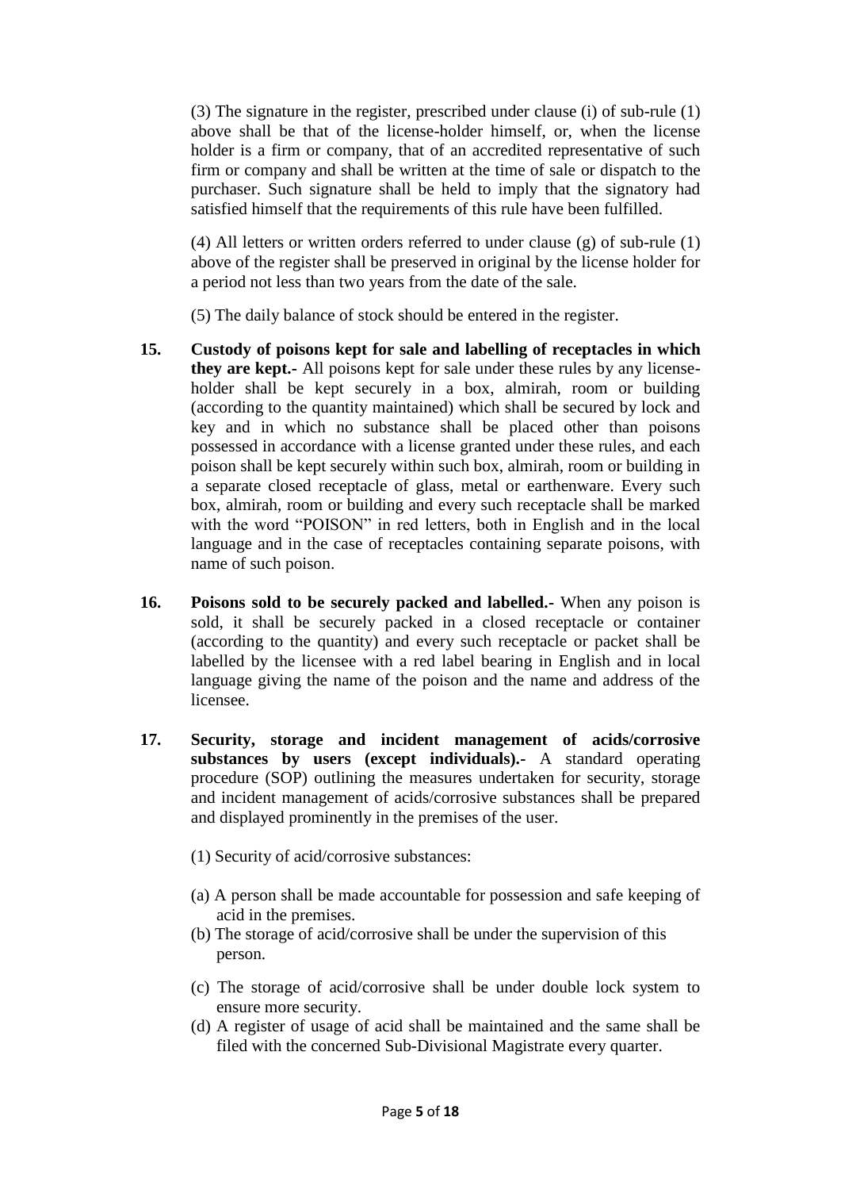(3) The signature in the register, prescribed under clause (i) of sub-rule (1) above shall be that of the license-holder himself, or, when the license holder is a firm or company, that of an accredited representative of such firm or company and shall be written at the time of sale or dispatch to the purchaser. Such signature shall be held to imply that the signatory had satisfied himself that the requirements of this rule have been fulfilled.

(4) All letters or written orders referred to under clause (g) of sub-rule (1) above of the register shall be preserved in original by the license holder for a period not less than two years from the date of the sale.

(5) The daily balance of stock should be entered in the register.

**15. Custody of poisons kept for sale and labelling of receptacles in which they are kept.-** All poisons kept for sale under these rules by any license-holder shall be kept securely in a box, almirah, room or building (according to the quantity maintained) which shall be secured by lock and key and in which no substance shall be placed other than poisons possessed in accordance with a license granted under these rules, and each poison shall be kept securely within such box, almirah, room or building in a separate closed receptacle of glass, metal or earthenware. Every such box, almirah, room or building and every such receptacle shall be marked with the word "POISON" in red letters, both in English and in the local language and in the case of receptacles containing separate poisons, with name of such poison.

**16. Poisons sold to be securely packed and labelled.-** When any poison is sold, it shall be securely packed in a closed receptacle or container (according to the quantity) and every such receptacle or packet shall be labelled by the licensee with a red label bearing in English and in local language giving the name of the poison and the name and address of the licensee.

**17. Security, storage and incident management of acids/corrosive substances by users (except individuals).-** A standard operating procedure (SOP) outlining the measures undertaken for security, storage and incident management of acids/corrosive substances shall be prepared and displayed prominently in the premises of the user.

(1) Security of acid/corrosive substances:

(a) A person shall be made accountable for possession and safe keeping of acid in the premises.

(b) The storage of acid/corrosive shall be under the supervision of this person.

(c) The storage of acid/corrosive shall be under double lock system to ensure more security.

(d) A register of usage of acid shall be maintained and the same shall be filed with the concerned Sub-Divisional Magistrate every quarter.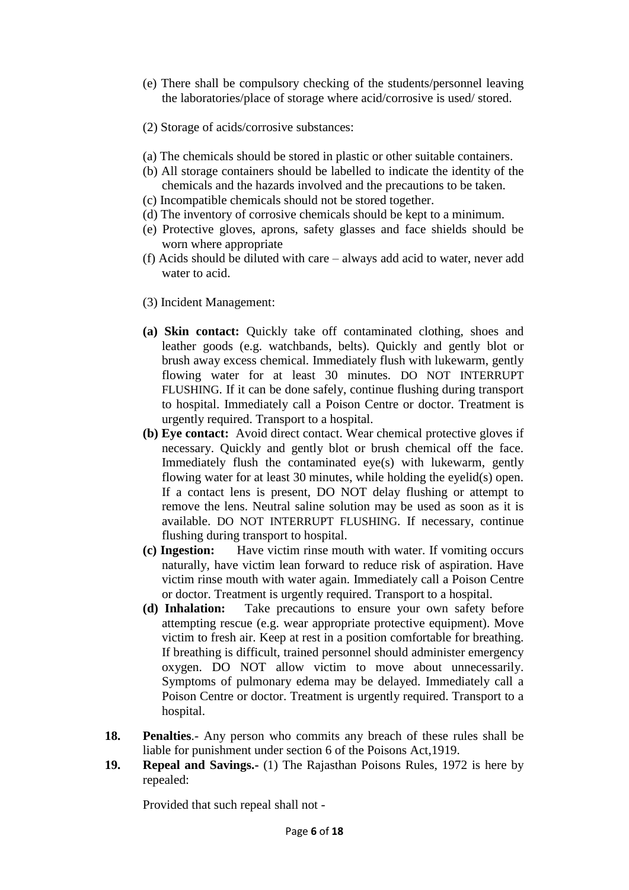(e) There shall be compulsory checking of the students/personnel leaving the laboratories/place of storage where acid/corrosive is used/ stored.

(2) Storage of acids/corrosive substances:

(a) The chemicals should be stored in plastic or other suitable containers.
(b) All storage containers should be labelled to indicate the identity of the chemicals and the hazards involved and the precautions to be taken.
(c) Incompatible chemicals should not be stored together.
(d) The inventory of corrosive chemicals should be kept to a minimum.
(e) Protective gloves, aprons, safety glasses and face shields should be worn where appropriate
(f) Acids should be diluted with care – always add acid to water, never add water to acid.

(3) Incident Management:

**(a) Skin contact:** Quickly take off contaminated clothing, shoes and leather goods (e.g. watchbands, belts). Quickly and gently blot or brush away excess chemical. Immediately flush with lukewarm, gently flowing water for at least 30 minutes. DO NOT INTERRUPT FLUSHING. If it can be done safely, continue flushing during transport to hospital. Immediately call a Poison Centre or doctor. Treatment is urgently required. Transport to a hospital.

**(b) Eye contact:** Avoid direct contact. Wear chemical protective gloves if necessary. Quickly and gently blot or brush chemical off the face. Immediately flush the contaminated eye(s) with lukewarm, gently flowing water for at least 30 minutes, while holding the eyelid(s) open. If a contact lens is present, DO NOT delay flushing or attempt to remove the lens. Neutral saline solution may be used as soon as it is available. DO NOT INTERRUPT FLUSHING. If necessary, continue flushing during transport to hospital.

**(c) Ingestion:** Have victim rinse mouth with water. If vomiting occurs naturally, have victim lean forward to reduce risk of aspiration. Have victim rinse mouth with water again. Immediately call a Poison Centre or doctor. Treatment is urgently required. Transport to a hospital.

**(d) Inhalation:** Take precautions to ensure your own safety before attempting rescue (e.g. wear appropriate protective equipment). Move victim to fresh air. Keep at rest in a position comfortable for breathing. If breathing is difficult, trained personnel should administer emergency oxygen. DO NOT allow victim to move about unnecessarily. Symptoms of pulmonary edema may be delayed. Immediately call a Poison Centre or doctor. Treatment is urgently required. Transport to a hospital.

**18. Penalties**.- Any person who commits any breach of these rules shall be liable for punishment under section 6 of the Poisons Act,1919.

**19. Repeal and Savings.-** (1) The Rajasthan Poisons Rules, 1972 is here by repealed:

Provided that such repeal shall not -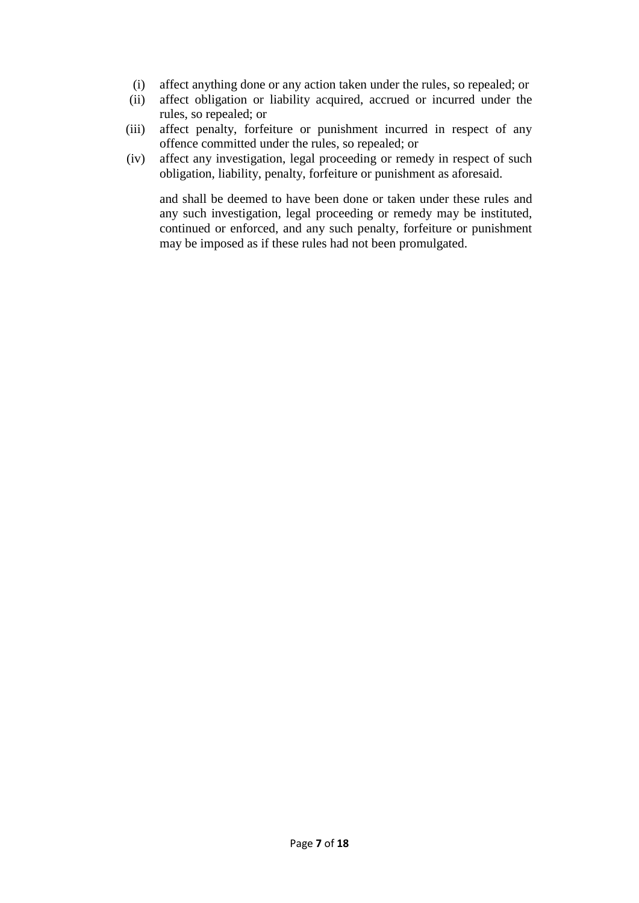(i) affect anything done or any action taken under the rules, so repealed; or

(ii) affect obligation or liability acquired, accrued or incurred under the rules, so repealed; or

(iii) affect penalty, forfeiture or punishment incurred in respect of any offence committed under the rules, so repealed; or

(iv) affect any investigation, legal proceeding or remedy in respect of such obligation, liability, penalty, forfeiture or punishment as aforesaid.

and shall be deemed to have been done or taken under these rules and any such investigation, legal proceeding or remedy may be instituted, continued or enforced, and any such penalty, forfeiture or punishment may be imposed as if these rules had not been promulgated.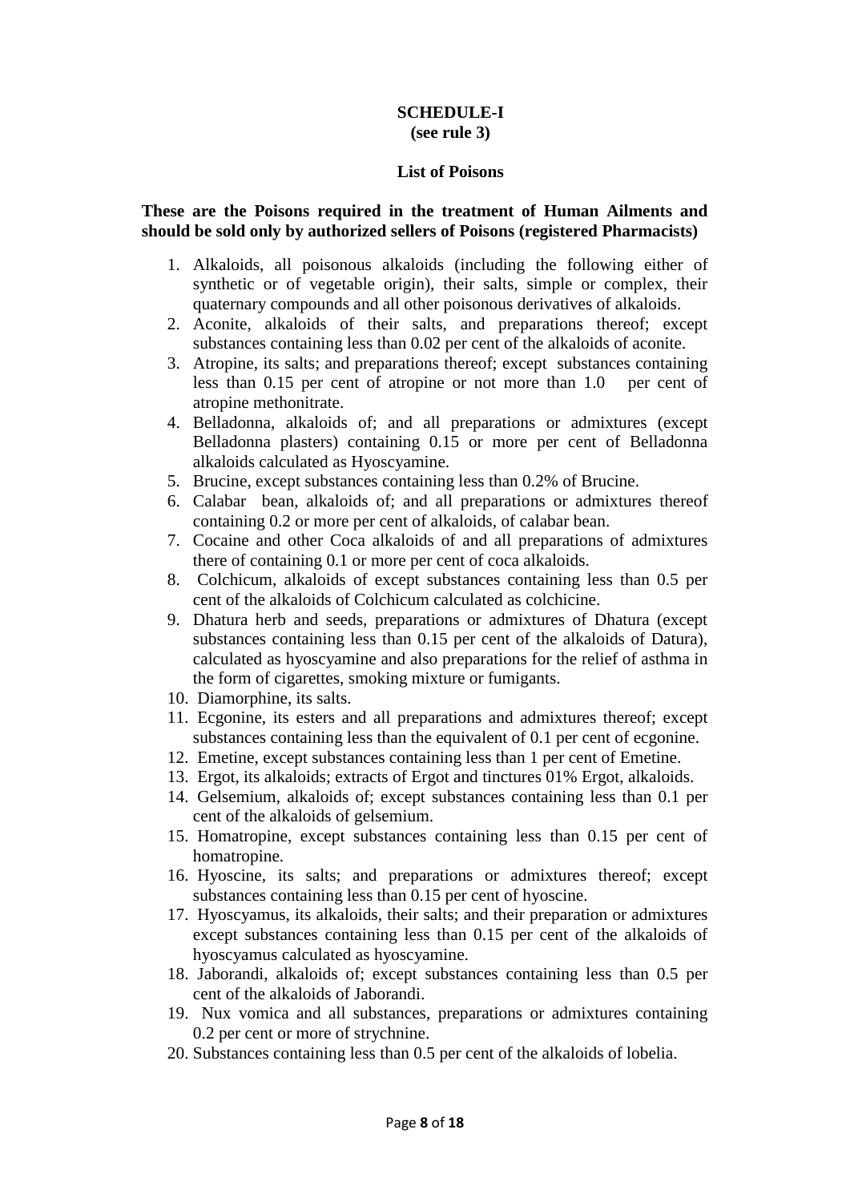**SCHEDULE-I**
**(see rule 3)**

**List of Poisons**

**These are the Poisons required in the treatment of Human Ailments and should be sold only by authorized sellers of Poisons (registered Pharmacists)**

1. Alkaloids, all poisonous alkaloids (including the following either of synthetic or of vegetable origin), their salts, simple or complex, their quaternary compounds and all other poisonous derivatives of alkaloids.
2. Aconite, alkaloids of their salts, and preparations thereof; except substances containing less than 0.02 per cent of the alkaloids of aconite.
3. Atropine, its salts; and preparations thereof; except substances containing less than 0.15 per cent of atropine or not more than 1.0 per cent of atropine methonitrate.
4. Belladonna, alkaloids of; and all preparations or admixtures (except Belladonna plasters) containing 0.15 or more per cent of Belladonna alkaloids calculated as Hyoscyamine.
5. Brucine, except substances containing less than 0.2% of Brucine.
6. Calabar bean, alkaloids of; and all preparations or admixtures thereof containing 0.2 or more per cent of alkaloids, of calabar bean.
7. Cocaine and other Coca alkaloids of and all preparations of admixtures there of containing 0.1 or more per cent of coca alkaloids.
8. Colchicum, alkaloids of except substances containing less than 0.5 per cent of the alkaloids of Colchicum calculated as colchicine.
9. Dhatura herb and seeds, preparations or admixtures of Dhatura (except substances containing less than 0.15 per cent of the alkaloids of Datura), calculated as hyoscyamine and also preparations for the relief of asthma in the form of cigarettes, smoking mixture or fumigants.
10. Diamorphine, its salts.
11. Ecgonine, its esters and all preparations and admixtures thereof; except substances containing less than the equivalent of 0.1 per cent of ecgonine.
12. Emetine, except substances containing less than 1 per cent of Emetine.
13. Ergot, its alkaloids; extracts of Ergot and tinctures 01% Ergot, alkaloids.
14. Gelsemium, alkaloids of; except substances containing less than 0.1 per cent of the alkaloids of gelsemium.
15. Homatropine, except substances containing less than 0.15 per cent of homatropine.
16. Hyoscine, its salts; and preparations or admixtures thereof; except substances containing less than 0.15 per cent of hyoscine.
17. Hyoscyamus, its alkaloids, their salts; and their preparation or admixtures except substances containing less than 0.15 per cent of the alkaloids of hyoscyamus calculated as hyoscyamine.
18. Jaborandi, alkaloids of; except substances containing less than 0.5 per cent of the alkaloids of Jaborandi.
19. Nux vomica and all substances, preparations or admixtures containing 0.2 per cent or more of strychnine.
20. Substances containing less than 0.5 per cent of the alkaloids of lobelia.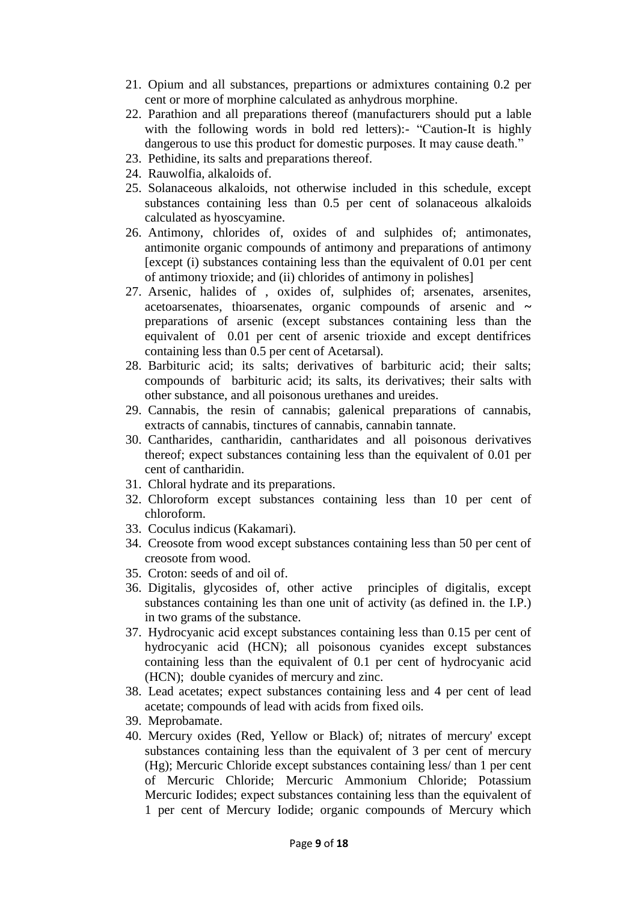21. Opium and all substances, prepartions or admixtures containing 0.2 per cent or more of morphine calculated as anhydrous morphine.
22. Parathion and all preparations thereof (manufacturers should put a lable with the following words in bold red letters):- "Caution-It is highly dangerous to use this product for domestic purposes. It may cause death."
23. Pethidine, its salts and preparations thereof.
24. Rauwolfia, alkaloids of.
25. Solanaceous alkaloids, not otherwise included in this schedule, except substances containing less than 0.5 per cent of solanaceous alkaloids calculated as hyoscyamine.
26. Antimony, chlorides of, oxides of and sulphides of; antimonates, antimonite organic compounds of antimony and preparations of antimony [except (i) substances containing less than the equivalent of 0.01 per cent of antimony trioxide; and (ii) chlorides of antimony in polishes]
27. Arsenic, halides of , oxides of, sulphides of; arsenates, arsenites, acetoarsenates, thioarsenates, organic compounds of arsenic and ~ preparations of arsenic (except substances containing less than the equivalent of 0.01 per cent of arsenic trioxide and except dentifrices containing less than 0.5 per cent of Acetarsal).
28. Barbituric acid; its salts; derivatives of barbituric acid; their salts; compounds of barbituric acid; its salts, its derivatives; their salts with other substance, and all poisonous urethanes and ureides.
29. Cannabis, the resin of cannabis; galenical preparations of cannabis, extracts of cannabis, tinctures of cannabis, cannabin tannate.
30. Cantharides, cantharidin, cantharidates and all poisonous derivatives thereof; expect substances containing less than the equivalent of 0.01 per cent of cantharidin.
31. Chloral hydrate and its preparations.
32. Chloroform except substances containing less than 10 per cent of chloroform.
33. Coculus indicus (Kakamari).
34. Creosote from wood except substances containing less than 50 per cent of creosote from wood.
35. Croton: seeds of and oil of.
36. Digitalis, glycosides of, other active principles of digitalis, except substances containing les than one unit of activity (as defined in. the I.P.) in two grams of the substance.
37. Hydrocyanic acid except substances containing less than 0.15 per cent of hydrocyanic acid (HCN); all poisonous cyanides except substances containing less than the equivalent of 0.1 per cent of hydrocyanic acid (HCN); double cyanides of mercury and zinc.
38. Lead acetates; expect substances containing less and 4 per cent of lead acetate; compounds of lead with acids from fixed oils.
39. Meprobamate.
40. Mercury oxides (Red, Yellow or Black) of; nitrates of mercury' except substances containing less than the equivalent of 3 per cent of mercury (Hg); Mercuric Chloride except substances containing less/ than 1 per cent of Mercuric Chloride; Mercuric Ammonium Chloride; Potassium Mercuric Iodides; expect substances containing less than the equivalent of 1 per cent of Mercury Iodide; organic compounds of Mercury which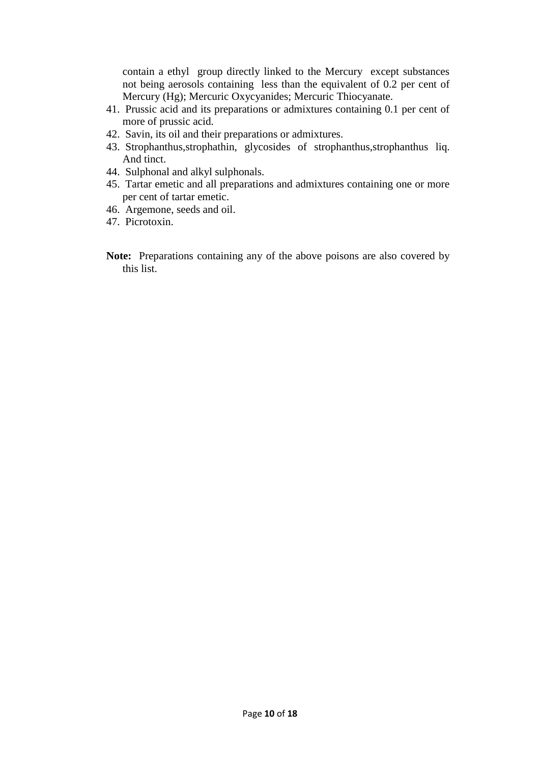contain a ethyl group directly linked to the Mercury except substances not being aerosols containing less than the equivalent of 0.2 per cent of Mercury (Hg); Mercuric Oxycyanides; Mercuric Thiocyanate.

41. Prussic acid and its preparations or admixtures containing 0.1 per cent of more of prussic acid.
42. Savin, its oil and their preparations or admixtures.
43. Strophanthus,strophathin, glycosides of strophanthus,strophanthus liq. And tinct.
44. Sulphonal and alkyl sulphonals.
45. Tartar emetic and all preparations and admixtures containing one or more per cent of tartar emetic.
46. Argemone, seeds and oil.
47. Picrotoxin.

**Note:** Preparations containing any of the above poisons are also covered by this list.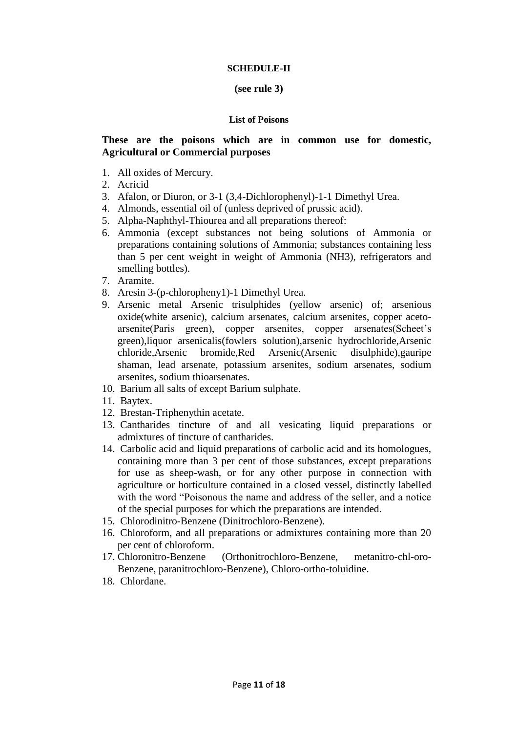**SCHEDULE-II**

**(see rule 3)**

**List of Poisons**

**These are the poisons which are in common use for domestic, Agricultural or Commercial purposes**

1. All oxides of Mercury.
2. Acricid
3. Afalon, or Diuron, or 3-1 (3,4-Dichlorophenyl)-1-1 Dimethyl Urea.
4. Almonds, essential oil of (unless deprived of prussic acid).
5. Alpha-Naphthyl-Thiourea and all preparations thereof:
6. Ammonia (except substances not being solutions of Ammonia or preparations containing solutions of Ammonia; substances containing less than 5 per cent weight in weight of Ammonia ($NH_3$), refrigerators and smelling bottles).
7. Aramite.
8. Aresin 3-(p-chloropheny1)-1 Dimethyl Urea.
9. Arsenic metal Arsenic trisulphides (yellow arsenic) of; arsenious oxide(white arsenic), calcium arsenates, calcium arsenites, copper aceto-arsenite(Paris green), copper arsenites, copper arsenates(Scheet's green),liquor arsenicalis(fowlers solution),arsenic hydrochloride,Arsenic chloride,Arsenic bromide,Red Arsenic(Arsenic disulphide),gauripe shaman, lead arsenate, potassium arsenites, sodium arsenates, sodium arsenites, sodium thioarsenates.
10. Barium all salts of except Barium sulphate.
11. Baytex.
12. Brestan-Triphenythin acetate.
13. Cantharides tincture of and all vesicating liquid preparations or admixtures of tincture of cantharides.
14. Carbolic acid and liquid preparations of carbolic acid and its homologues, containing more than 3 per cent of those substances, except preparations for use as sheep-wash, or for any other purpose in connection with agriculture or horticulture contained in a closed vessel, distinctly labelled with the word "Poisonous the name and address of the seller, and a notice of the special purposes for which the preparations are intended.
15. Chlorodinitro-Benzene (Dinitrochloro-Benzene).
16. Chloroform, and all preparations or admixtures containing more than 20 per cent of chloroform.
17. Chloronitro-Benzene (Orthonitrochloro-Benzene, metanitro-chl-oro-Benzene, paranitrochloro-Benzene), Chloro-ortho-toluidine.
18. Chlordane.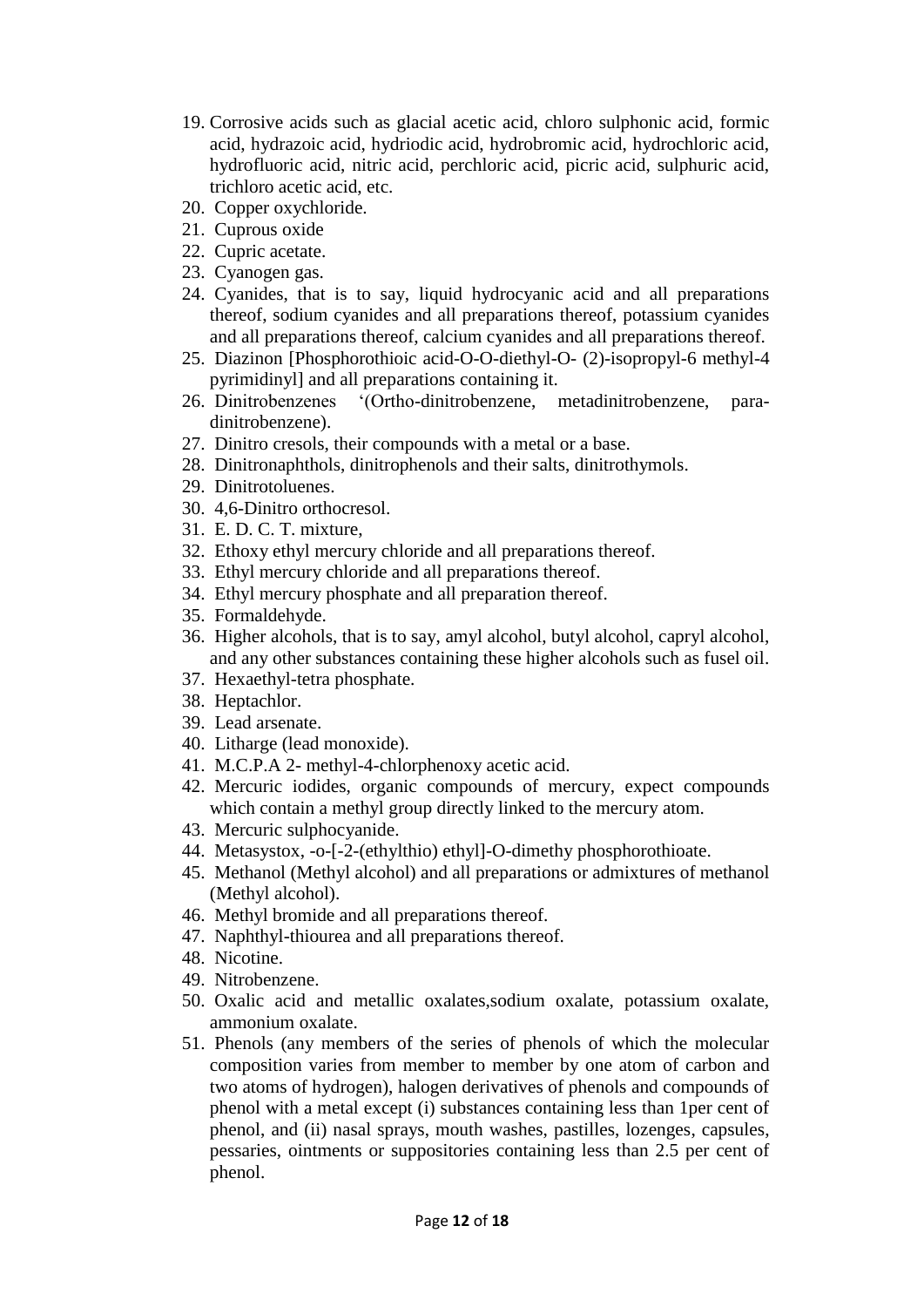19. Corrosive acids such as glacial acetic acid, chloro sulphonic acid, formic acid, hydrazoic acid, hydriodic acid, hydrobromic acid, hydrochloric acid, hydrofluoric acid, nitric acid, perchloric acid, picric acid, sulphuric acid, trichloro acetic acid, etc.
20. Copper oxychloride.
21. Cuprous oxide
22. Cupric acetate.
23. Cyanogen gas.
24. Cyanides, that is to say, liquid hydrocyanic acid and all preparations thereof, sodium cyanides and all preparations thereof, potassium cyanides and all preparations thereof, calcium cyanides and all preparations thereof.
25. Diazinon [Phosphorothioic acid-O-O-diethyl-O- (2)-isopropyl-6 methyl-4 pyrimidinyl] and all preparations containing it.
26. Dinitrobenzenes '(Ortho-dinitrobenzene, metadinitrobenzene, para-dinitrobenzene).
27. Dinitro cresols, their compounds with a metal or a base.
28. Dinitronaphthols, dinitrophenols and their salts, dinitrothymols.
29. Dinitrotoluenes.
30. 4,6-Dinitro orthocresol.
31. E. D. C. T. mixture,
32. Ethoxy ethyl mercury chloride and all preparations thereof.
33. Ethyl mercury chloride and all preparations thereof.
34. Ethyl mercury phosphate and all preparation thereof.
35. Formaldehyde.
36. Higher alcohols, that is to say, amyl alcohol, butyl alcohol, capryl alcohol, and any other substances containing these higher alcohols such as fusel oil.
37. Hexaethyl-tetra phosphate.
38. Heptachlor.
39. Lead arsenate.
40. Litharge (lead monoxide).
41. M.C.P.A 2- methyl-4-chlorphenoxy acetic acid.
42. Mercuric iodides, organic compounds of mercury, expect compounds which contain a methyl group directly linked to the mercury atom.
43. Mercuric sulphocyanide.
44. Metasystox, -o-[-2-(ethylthio) ethyl]-O-dimethy phosphorothioate.
45. Methanol (Methyl alcohol) and all preparations or admixtures of methanol (Methyl alcohol).
46. Methyl bromide and all preparations thereof.
47. Naphthyl-thiourea and all preparations thereof.
48. Nicotine.
49. Nitrobenzene.
50. Oxalic acid and metallic oxalates,sodium oxalate, potassium oxalate, ammonium oxalate.
51. Phenols (any members of the series of phenols of which the molecular composition varies from member to member by one atom of carbon and two atoms of hydrogen), halogen derivatives of phenols and compounds of phenol with a metal except (i) substances containing less than 1per cent of phenol, and (ii) nasal sprays, mouth washes, pastilles, lozenges, capsules, pessaries, ointments or suppositories containing less than 2.5 per cent of phenol.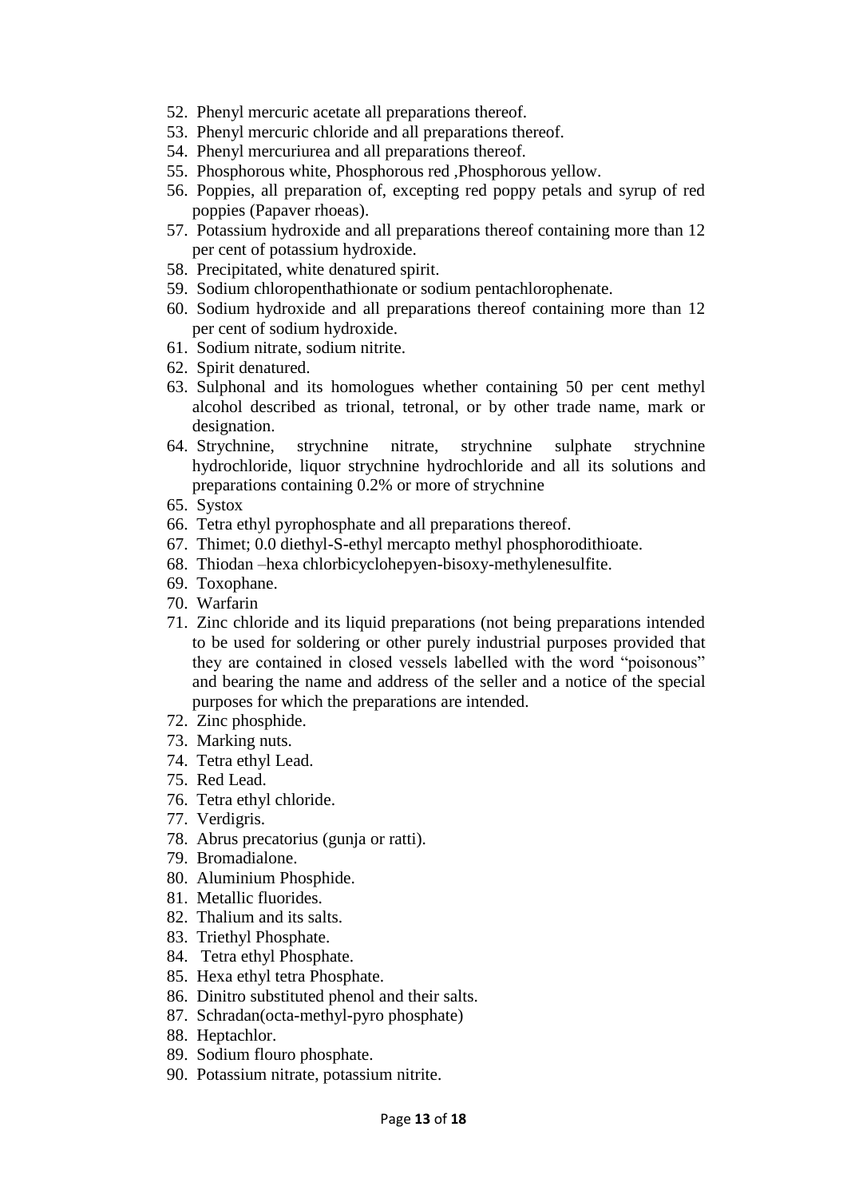52. Phenyl mercuric acetate all preparations thereof.
53. Phenyl mercuric chloride and all preparations thereof.
54. Phenyl mercuriurea and all preparations thereof.
55. Phosphorous white, Phosphorous red ,Phosphorous yellow.
56. Poppies, all preparation of, excepting red poppy petals and syrup of red poppies (Papaver rhoeas).
57. Potassium hydroxide and all preparations thereof containing more than 12 per cent of potassium hydroxide.
58. Precipitated, white denatured spirit.
59. Sodium chloropenthathionate or sodium pentachlorophenate.
60. Sodium hydroxide and all preparations thereof containing more than 12 per cent of sodium hydroxide.
61. Sodium nitrate, sodium nitrite.
62. Spirit denatured.
63. Sulphonal and its homologues whether containing 50 per cent methyl alcohol described as trional, tetronal, or by other trade name, mark or designation.
64. Strychnine, strychnine nitrate, strychnine sulphate strychnine hydrochloride, liquor strychnine hydrochloride and all its solutions and preparations containing 0.2% or more of strychnine
65. Systox
66. Tetra ethyl pyrophosphate and all preparations thereof.
67. Thimet; 0.0 diethyl-S-ethyl mercapto methyl phosphorodithioate.
68. Thiodan –hexa chlorbicyclohepyen-bisoxy-methylenesulfite.
69. Toxophane.
70. Warfarin
71. Zinc chloride and its liquid preparations (not being preparations intended to be used for soldering or other purely industrial purposes provided that they are contained in closed vessels labelled with the word "poisonous" and bearing the name and address of the seller and a notice of the special purposes for which the preparations are intended.
72. Zinc phosphide.
73. Marking nuts.
74. Tetra ethyl Lead.
75. Red Lead.
76. Tetra ethyl chloride.
77. Verdigris.
78. Abrus precatorius (gunja or ratti).
79. Bromadialone.
80. Aluminium Phosphide.
81. Metallic fluorides.
82. Thalium and its salts.
83. Triethyl Phosphate.
84. Tetra ethyl Phosphate.
85. Hexa ethyl tetra Phosphate.
86. Dinitro substituted phenol and their salts.
87. Schradan(octa-methyl-pyro phosphate)
88. Heptachlor.
89. Sodium flouro phosphate.
90. Potassium nitrate, potassium nitrite.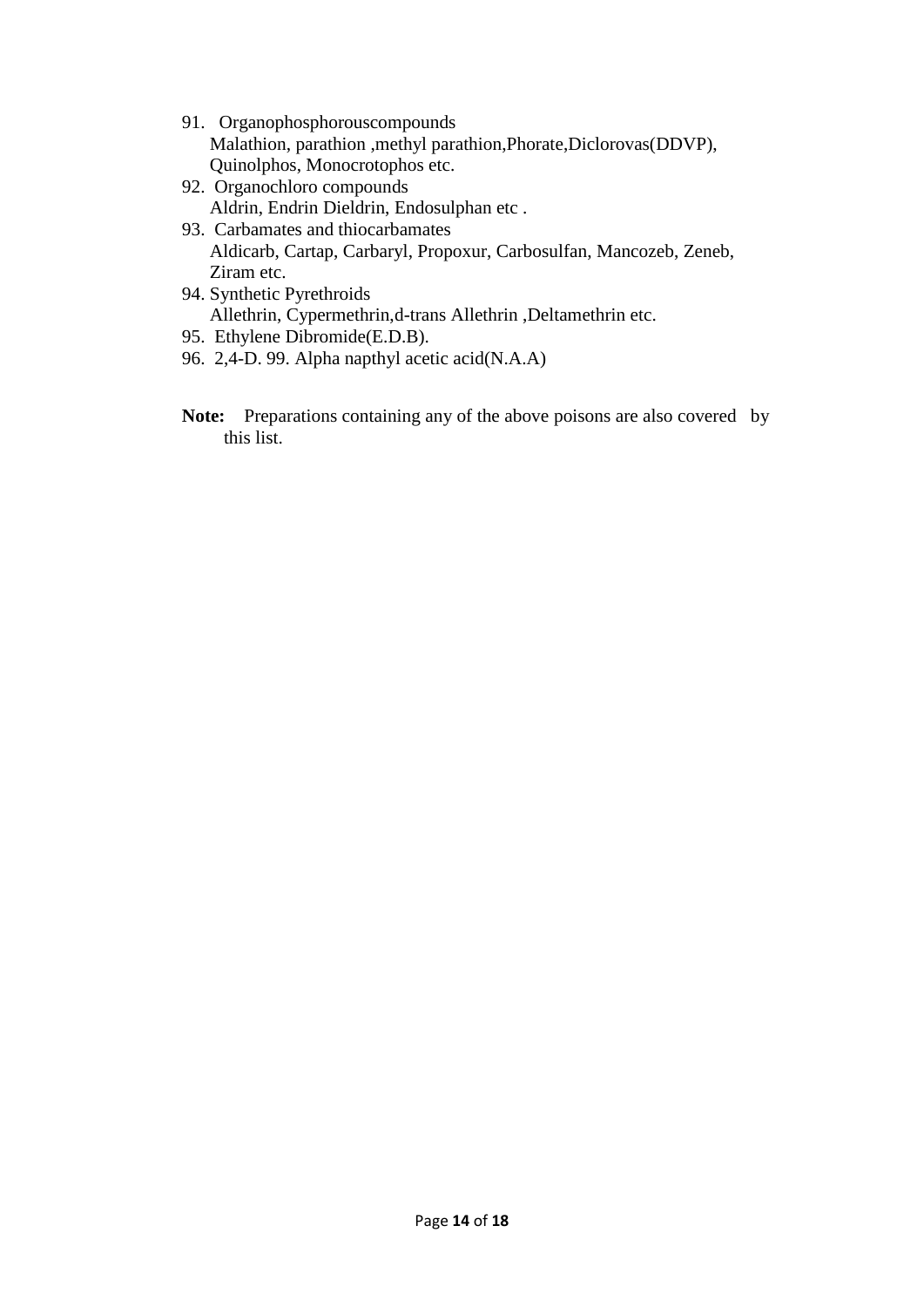91. Organophosphorouscompounds
    Malathion, parathion ,methyl parathion,Phorate,Diclorovas(DDVP), Quinolphos, Monocrotophos etc.
92. Organochloro compounds
    Aldrin, Endrin Dieldrin, Endosulphan etc .
93. Carbamates and thiocarbamates
    Aldicarb, Cartap, Carbaryl, Propoxur, Carbosulfan, Mancozeb, Zeneb, Ziram etc.
94. Synthetic Pyrethroids
    Allethrin, Cypermethrin,d-trans Allethrin ,Deltamethrin etc.
95. Ethylene Dibromide(E.D.B).
96. 2,4-D. 99. Alpha napthyl acetic acid(N.A.A)

**Note:** Preparations containing any of the above poisons are also covered by this list.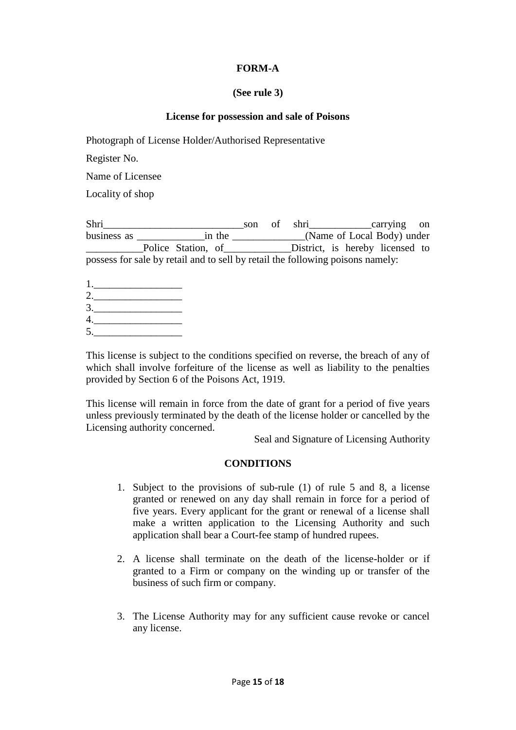**FORM-A**

**(See rule 3)**

**License for possession and sale of Poisons**

Photograph of License Holder/Authorised Representative

Register No.

Name of Licensee

Locality of shop

Shri____________________________son of shri____________carrying on business as _____________in the ______________(Name of Local Body) under ___________Police Station, of_____________District, is hereby licensed to possess for sale by retail and to sell by retail the following poisons namely:

1._________________
2._________________
3._________________
4._________________
5._________________

This license is subject to the conditions specified on reverse, the breach of any of which shall involve forfeiture of the license as well as liability to the penalties provided by Section 6 of the Poisons Act, 1919.

This license will remain in force from the date of grant for a period of five years unless previously terminated by the death of the license holder or cancelled by the Licensing authority concerned.

Seal and Signature of Licensing Authority

**CONDITIONS**

1. Subject to the provisions of sub-rule (1) of rule 5 and 8, a license granted or renewed on any day shall remain in force for a period of five years. Every applicant for the grant or renewal of a license shall make a written application to the Licensing Authority and such application shall bear a Court-fee stamp of hundred rupees.

2. A license shall terminate on the death of the license-holder or if granted to a Firm or company on the winding up or transfer of the business of such firm or company.

3. The License Authority may for any sufficient cause revoke or cancel any license.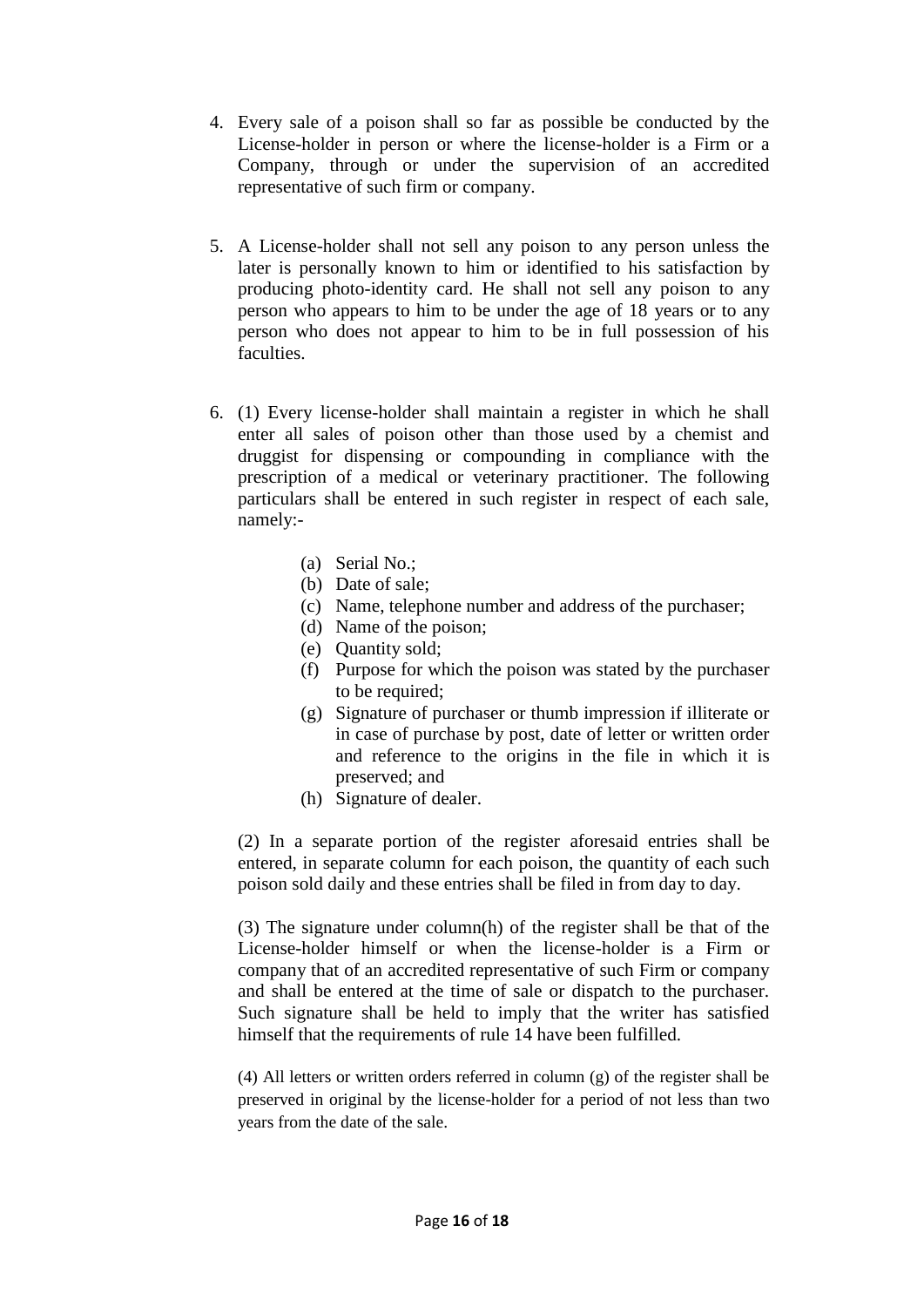4. Every sale of a poison shall so far as possible be conducted by the License-holder in person or where the license-holder is a Firm or a Company, through or under the supervision of an accredited representative of such firm or company.

5. A License-holder shall not sell any poison to any person unless the later is personally known to him or identified to his satisfaction by producing photo-identity card. He shall not sell any poison to any person who appears to him to be under the age of 18 years or to any person who does not appear to him to be in full possession of his faculties.

6. (1) Every license-holder shall maintain a register in which he shall enter all sales of poison other than those used by a chemist and druggist for dispensing or compounding in compliance with the prescription of a medical or veterinary practitioner. The following particulars shall be entered in such register in respect of each sale, namely:-

   (a) Serial No.;
   (b) Date of sale;
   (c) Name, telephone number and address of the purchaser;
   (d) Name of the poison;
   (e) Quantity sold;
   (f) Purpose for which the poison was stated by the purchaser to be required;
   (g) Signature of purchaser or thumb impression if illiterate or in case of purchase by post, date of letter or written order and reference to the origins in the file in which it is preserved; and
   (h) Signature of dealer.

   (2) In a separate portion of the register aforesaid entries shall be entered, in separate column for each poison, the quantity of each such poison sold daily and these entries shall be filed in from day to day.

   (3) The signature under column(h) of the register shall be that of the License-holder himself or when the license-holder is a Firm or company that of an accredited representative of such Firm or company and shall be entered at the time of sale or dispatch to the purchaser. Such signature shall be held to imply that the writer has satisfied himself that the requirements of rule 14 have been fulfilled.

   (4) All letters or written orders referred in column (g) of the register shall be preserved in original by the license-holder for a period of not less than two years from the date of the sale.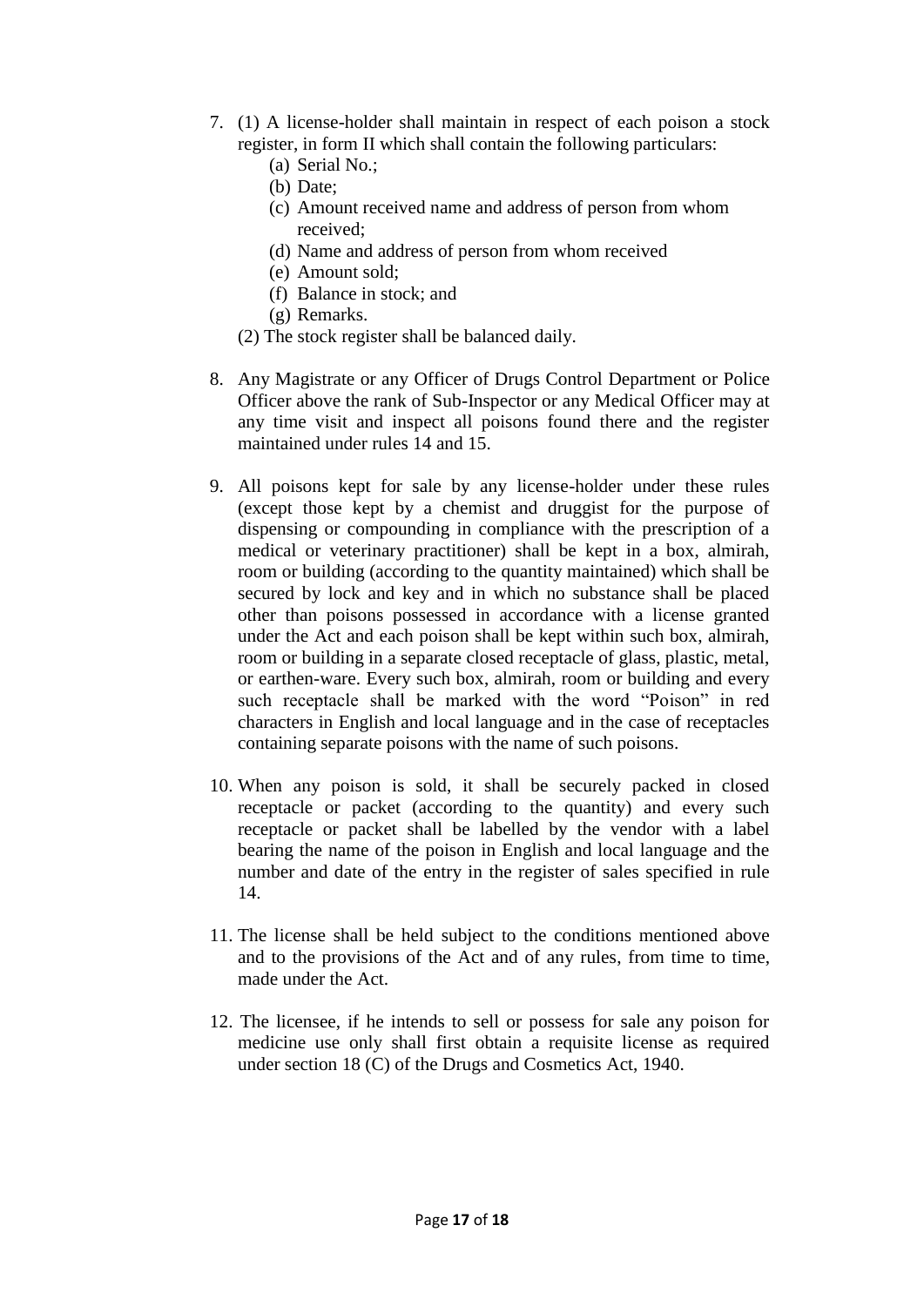7. (1) A license-holder shall maintain in respect of each poison a stock register, in form II which shall contain the following particulars:
    (a) Serial No.;
    (b) Date;
    (c) Amount received name and address of person from whom received;
    (d) Name and address of person from whom received
    (e) Amount sold;
    (f) Balance in stock; and
    (g) Remarks.

    (2) The stock register shall be balanced daily.

8. Any Magistrate or any Officer of Drugs Control Department or Police Officer above the rank of Sub-Inspector or any Medical Officer may at any time visit and inspect all poisons found there and the register maintained under rules 14 and 15.

9. All poisons kept for sale by any license-holder under these rules (except those kept by a chemist and druggist for the purpose of dispensing or compounding in compliance with the prescription of a medical or veterinary practitioner) shall be kept in a box, almirah, room or building (according to the quantity maintained) which shall be secured by lock and key and in which no substance shall be placed other than poisons possessed in accordance with a license granted under the Act and each poison shall be kept within such box, almirah, room or building in a separate closed receptacle of glass, plastic, metal, or earthen-ware. Every such box, almirah, room or building and every such receptacle shall be marked with the word "Poison" in red characters in English and local language and in the case of receptacles containing separate poisons with the name of such poisons.

10. When any poison is sold, it shall be securely packed in closed receptacle or packet (according to the quantity) and every such receptacle or packet shall be labelled by the vendor with a label bearing the name of the poison in English and local language and the number and date of the entry in the register of sales specified in rule 14.

11. The license shall be held subject to the conditions mentioned above and to the provisions of the Act and of any rules, from time to time, made under the Act.

12. The licensee, if he intends to sell or possess for sale any poison for medicine use only shall first obtain a requisite license as required under section 18 (C) of the Drugs and Cosmetics Act, 1940.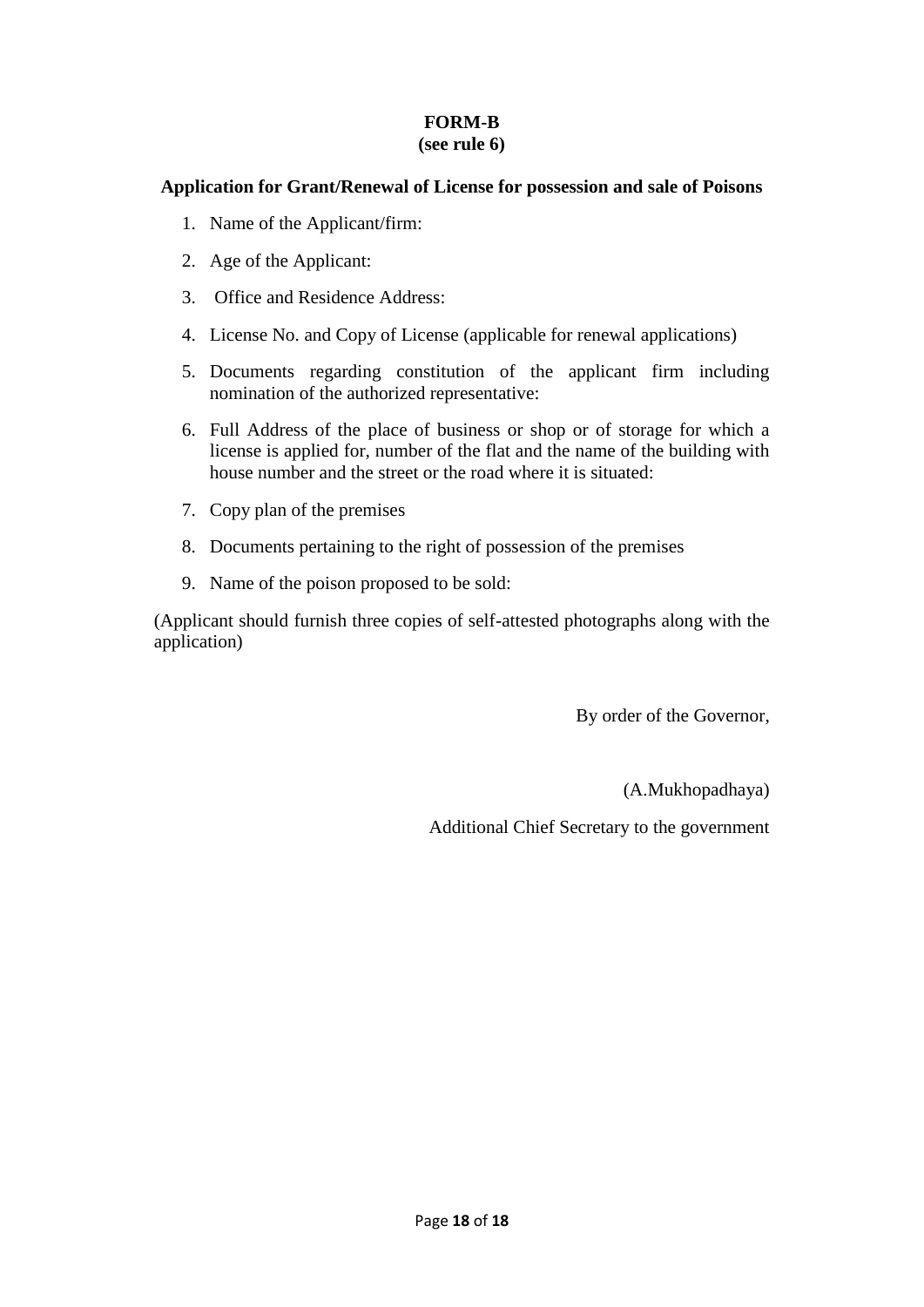**FORM-B**
**(see rule 6)**

**Application for Grant/Renewal of License for possession and sale of Poisons**

1. Name of the Applicant/firm:
2. Age of the Applicant:
3. Office and Residence Address:
4. License No. and Copy of License (applicable for renewal applications)
5. Documents regarding constitution of the applicant firm including nomination of the authorized representative:
6. Full Address of the place of business or shop or of storage for which a license is applied for, number of the flat and the name of the building with house number and the street or the road where it is situated:
7. Copy plan of the premises
8. Documents pertaining to the right of possession of the premises
9. Name of the poison proposed to be sold:

(Applicant should furnish three copies of self-attested photographs along with the application)

By order of the Governor,

(A.Mukhopadhaya)

Additional Chief Secretary to the government